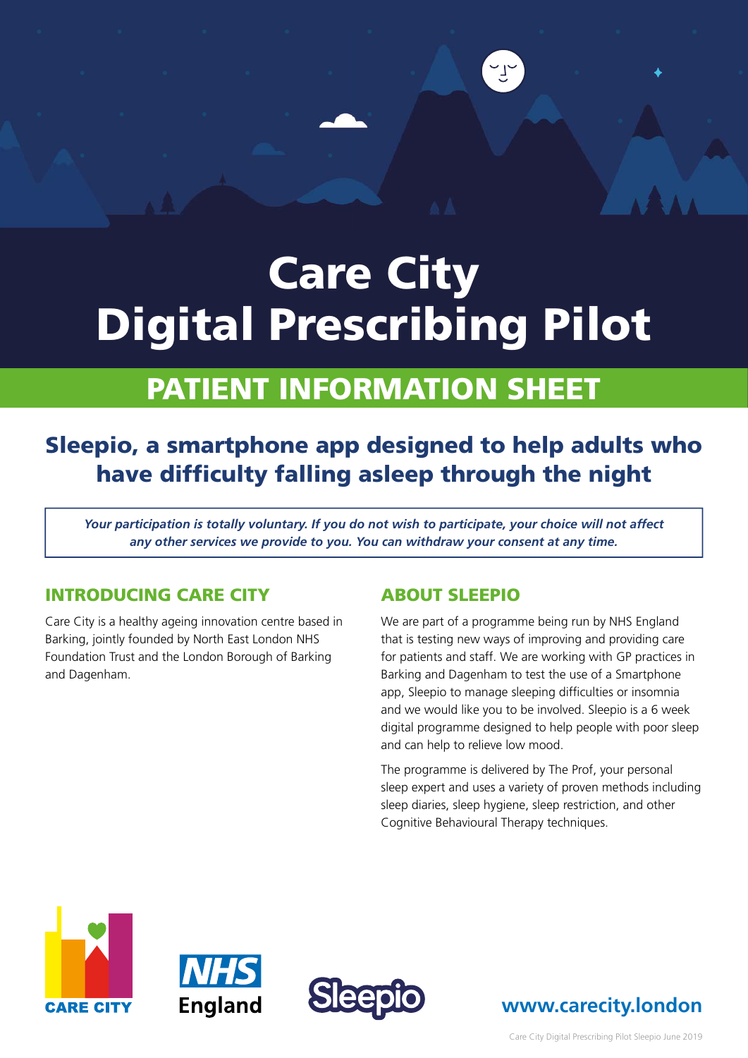# Care City Digital Prescribing Pilot

## PATIENT INFORMATION SHEET

## Sleepio, a smartphone app designed to help adults who have difficulty falling asleep through the night

***Your participation is totally voluntary. If you do not wish to participate, your choice will not affect any other services we provide to you. You can withdraw your consent at any time.***

### INTRODUCING CARE CITY

Care City is a healthy ageing innovation centre based in Barking, jointly founded by North East London NHS Foundation Trust and the London Borough of Barking and Dagenham.

### ABOUT SLEEPIO

We are part of a programme being run by NHS England that is testing new ways of improving and providing care for patients and staff. We are working with GP practices in Barking and Dagenham to test the use of a Smartphone app, Sleepio to manage sleeping difficulties or insomnia and we would like you to be involved. Sleepio is a 6 week digital programme designed to help people with poor sleep and can help to relieve low mood.

The programme is delivered by The Prof, your personal sleep expert and uses a variety of proven methods including sleep diaries, sleep hygiene, sleep restriction, and other Cognitive Behavioural Therapy techniques.

CARE CITY NHS England Sleepio

**www.carecity.london**

Care City Digital Prescribing Pilot Sleepio June 2019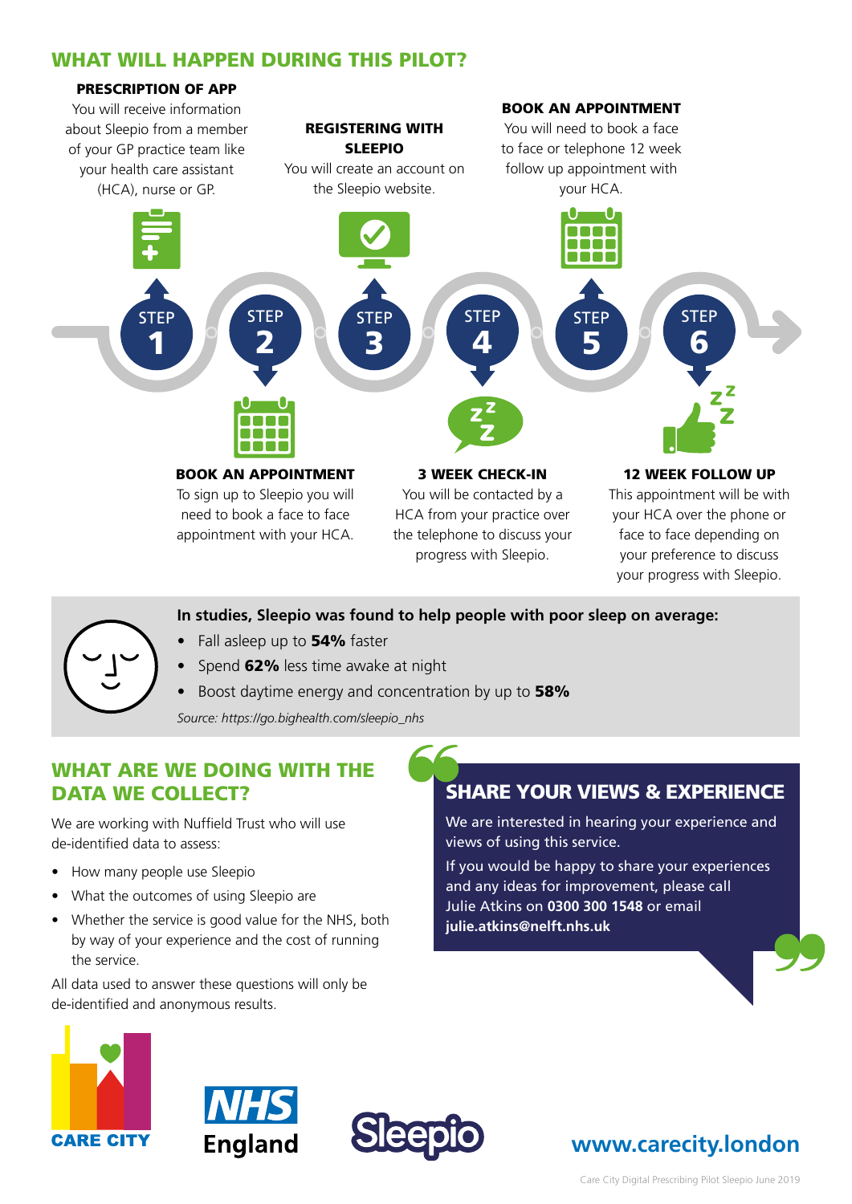## WHAT WILL HAPPEN DURING THIS PILOT?

**STEP 1 – PRESCRIPTION OF APP**
You will receive information about Sleepio from a member of your GP practice team like your health care assistant (HCA), nurse or GP.

**STEP 2 – BOOK AN APPOINTMENT**
To sign up to Sleepio you will need to book a face to face appointment with your HCA.

**STEP 3 – REGISTERING WITH SLEEPIO**
You will create an account on the Sleepio website.

**STEP 4 – 3 WEEK CHECK-IN**
You will be contacted by a HCA from your practice over the telephone to discuss your progress with Sleepio.

**STEP 5 – BOOK AN APPOINTMENT**
You will need to book a face to face or telephone 12 week follow up appointment with your HCA.

**STEP 6 – 12 WEEK FOLLOW UP**
This appointment will be with your HCA over the phone or face to face depending on your preference to discuss your progress with Sleepio.

**In studies, Sleepio was found to help people with poor sleep on average:**

- Fall asleep up to **54%** faster
- Spend **62%** less time awake at night
- Boost daytime energy and concentration by up to **58%**

*Source: https://go.bighealth.com/sleepio_nhs*

## WHAT ARE WE DOING WITH THE DATA WE COLLECT?

We are working with Nuffield Trust who will use de-identified data to assess:

- How many people use Sleepio
- What the outcomes of using Sleepio are
- Whether the service is good value for the NHS, both by way of your experience and the cost of running the service.

All data used to answer these questions will only be de-identified and anonymous results.

## SHARE YOUR VIEWS & EXPERIENCE

We are interested in hearing your experience and views of using this service.

If you would be happy to share your experiences and any ideas for improvement, please call Julie Atkins on **0300 300 1548** or email **julie.atkins@nelft.nhs.uk**

CARE CITY | NHS England | Sleepio

**www.carecity.london**

Care City Digital Prescribing Pilot Sleepio June 2019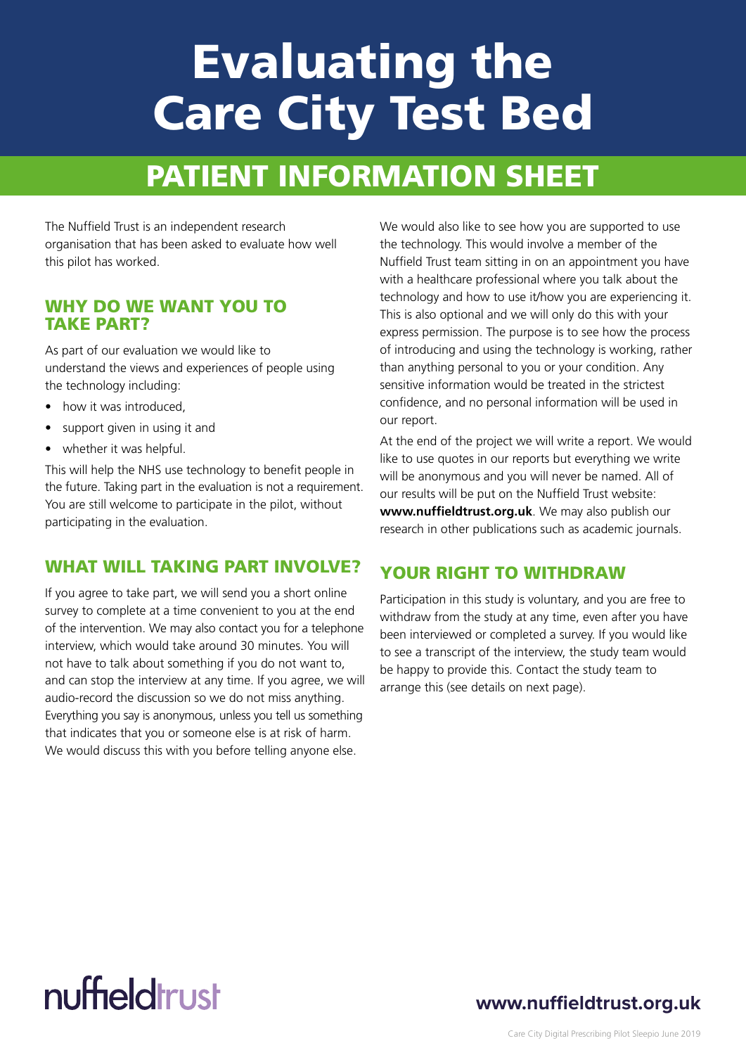# Evaluating the Care City Test Bed

## PATIENT INFORMATION SHEET

The Nuffield Trust is an independent research organisation that has been asked to evaluate how well this pilot has worked.

### WHY DO WE WANT YOU TO TAKE PART?

As part of our evaluation we would like to understand the views and experiences of people using the technology including:

- how it was introduced,
- support given in using it and
- whether it was helpful.

This will help the NHS use technology to benefit people in the future. Taking part in the evaluation is not a requirement. You are still welcome to participate in the pilot, without participating in the evaluation.

### WHAT WILL TAKING PART INVOLVE?

If you agree to take part, we will send you a short online survey to complete at a time convenient to you at the end of the intervention. We may also contact you for a telephone interview, which would take around 30 minutes. You will not have to talk about something if you do not want to, and can stop the interview at any time. If you agree, we will audio-record the discussion so we do not miss anything. Everything you say is anonymous, unless you tell us something that indicates that you or someone else is at risk of harm. We would discuss this with you before telling anyone else.

We would also like to see how you are supported to use the technology. This would involve a member of the Nuffield Trust team sitting in on an appointment you have with a healthcare professional where you talk about the technology and how to use it/how you are experiencing it. This is also optional and we will only do this with your express permission. The purpose is to see how the process of introducing and using the technology is working, rather than anything personal to you or your condition. Any sensitive information would be treated in the strictest confidence, and no personal information will be used in our report.

At the end of the project we will write a report. We would like to use quotes in our reports but everything we write will be anonymous and you will never be named. All of our results will be put on the Nuffield Trust website: **www.nuffieldtrust.org.uk**. We may also publish our research in other publications such as academic journals.

### YOUR RIGHT TO WITHDRAW

Participation in this study is voluntary, and you are free to withdraw from the study at any time, even after you have been interviewed or completed a survey. If you would like to see a transcript of the interview, the study team would be happy to provide this. Contact the study team to arrange this (see details on next page).

nuffieldtrust

**www.nuffieldtrust.org.uk**

Care City Digital Prescribing Pilot Sleepio June 2019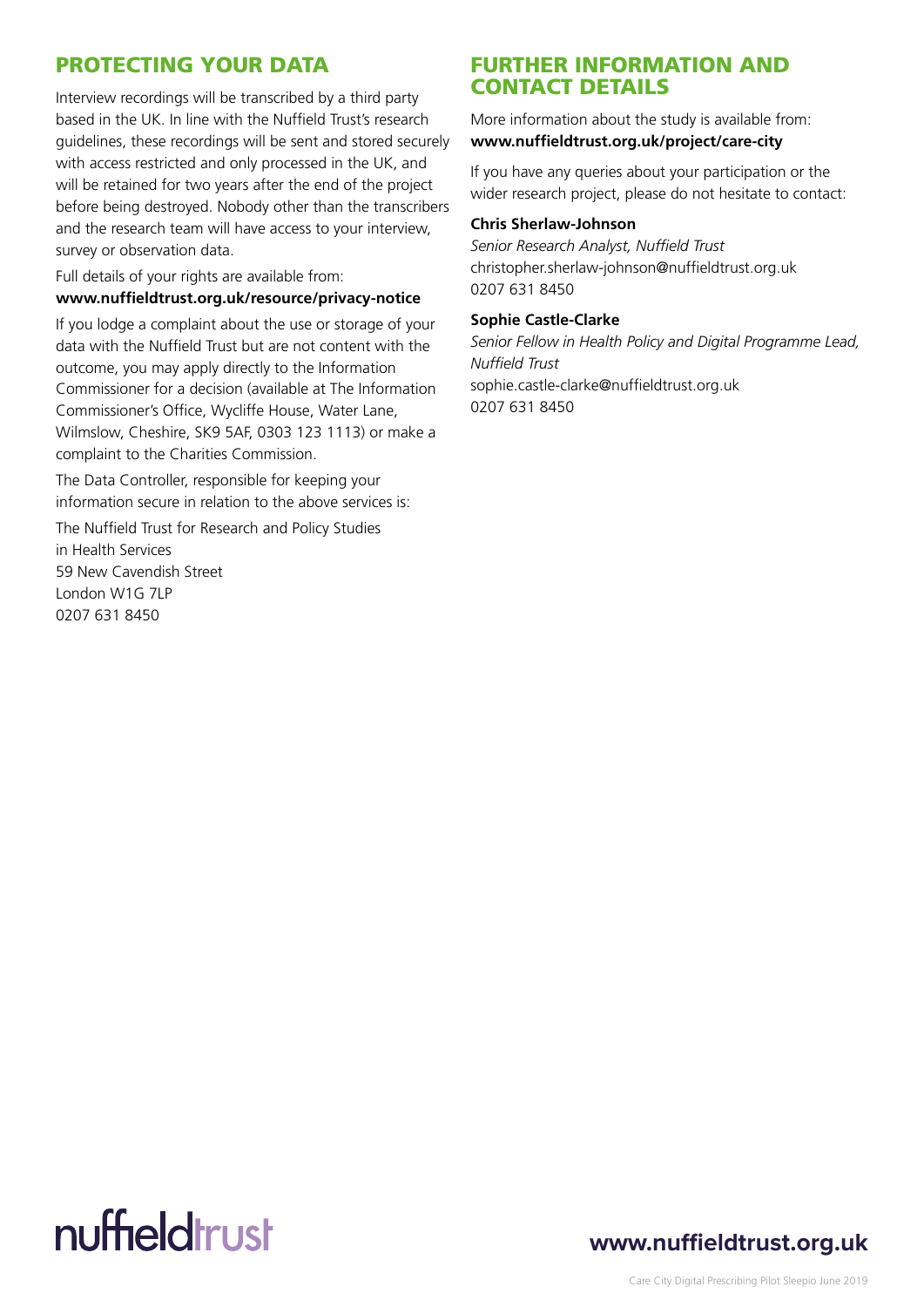## PROTECTING YOUR DATA

Interview recordings will be transcribed by a third party based in the UK. In line with the Nuffield Trust's research guidelines, these recordings will be sent and stored securely with access restricted and only processed in the UK, and will be retained for two years after the end of the project before being destroyed. Nobody other than the transcribers and the research team will have access to your interview, survey or observation data.

Full details of your rights are available from:
**www.nuffieldtrust.org.uk/resource/privacy-notice**

If you lodge a complaint about the use or storage of your data with the Nuffield Trust but are not content with the outcome, you may apply directly to the Information Commissioner for a decision (available at The Information Commissioner's Office, Wycliffe House, Water Lane, Wilmslow, Cheshire, SK9 5AF, 0303 123 1113) or make a complaint to the Charities Commission.

The Data Controller, responsible for keeping your information secure in relation to the above services is:

The Nuffield Trust for Research and Policy Studies
in Health Services
59 New Cavendish Street
London W1G 7LP
0207 631 8450

## FURTHER INFORMATION AND CONTACT DETAILS

More information about the study is available from:
**www.nuffieldtrust.org.uk/project/care-city**

If you have any queries about your participation or the wider research project, please do not hesitate to contact:

**Chris Sherlaw-Johnson**
*Senior Research Analyst, Nuffield Trust*
christopher.sherlaw-johnson@nuffieldtrust.org.uk
0207 631 8450

**Sophie Castle-Clarke**
*Senior Fellow in Health Policy and Digital Programme Lead, Nuffield Trust*
sophie.castle-clarke@nuffieldtrust.org.uk
0207 631 8450

nuffieldtrust

**www.nuffieldtrust.org.uk**

Care City Digital Prescribing Pilot Sleepio June 2019